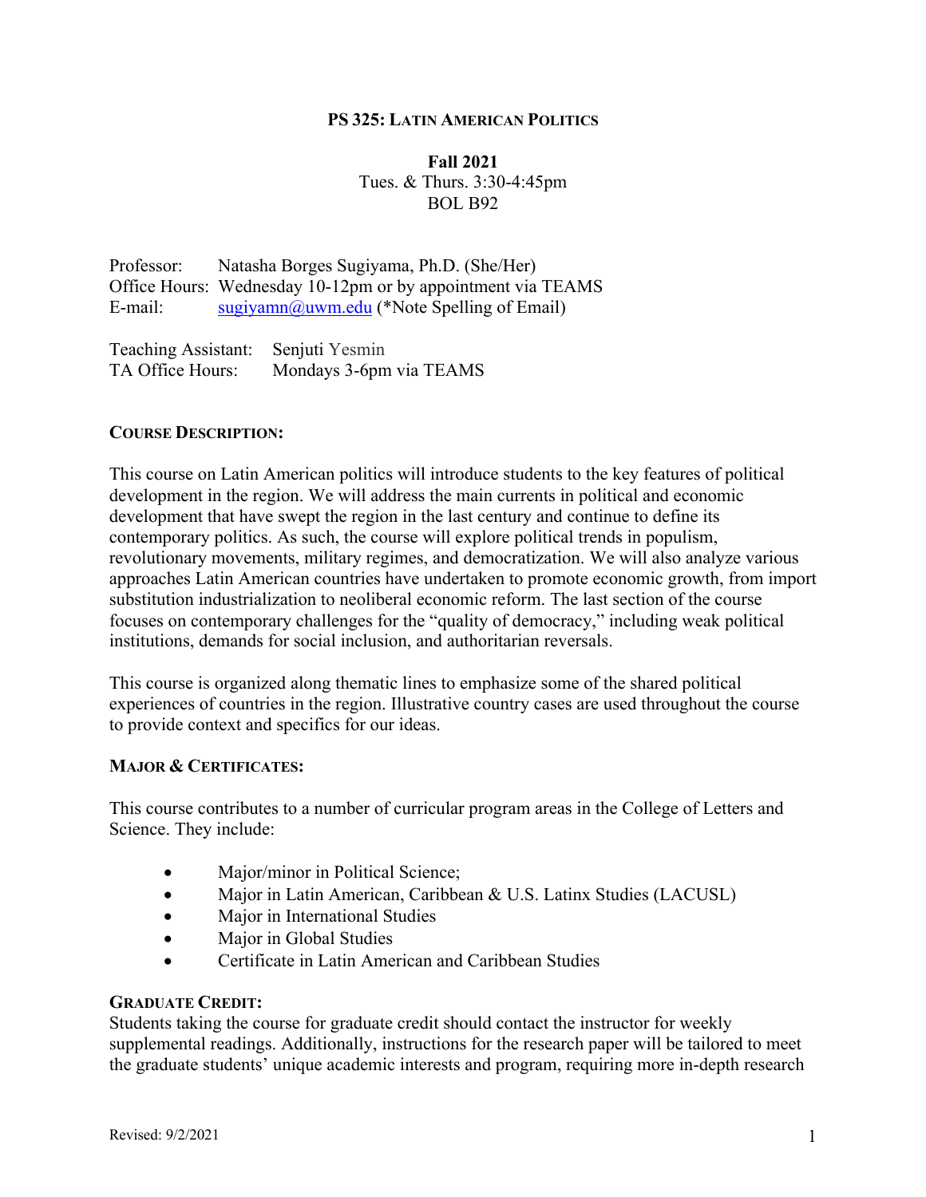# PS 325: LATIN AMERICAN POLITICS

**Fall 2021**
Tues. & Thurs. 3:30-4:45pm
BOL B92

Professor: Natasha Borges Sugiyama, Ph.D. (She/Her)
Office Hours: Wednesday 10-12pm or by appointment via TEAMS
E-mail: sugiyamn@uwm.edu (*Note Spelling of Email)

Teaching Assistant: Senjuti Yesmin
TA Office Hours: Mondays 3-6pm via TEAMS

## COURSE DESCRIPTION:

This course on Latin American politics will introduce students to the key features of political development in the region. We will address the main currents in political and economic development that have swept the region in the last century and continue to define its contemporary politics. As such, the course will explore political trends in populism, revolutionary movements, military regimes, and democratization. We will also analyze various approaches Latin American countries have undertaken to promote economic growth, from import substitution industrialization to neoliberal economic reform. The last section of the course focuses on contemporary challenges for the "quality of democracy," including weak political institutions, demands for social inclusion, and authoritarian reversals.

This course is organized along thematic lines to emphasize some of the shared political experiences of countries in the region. Illustrative country cases are used throughout the course to provide context and specifics for our ideas.

## MAJOR & CERTIFICATES:

This course contributes to a number of curricular program areas in the College of Letters and Science. They include:

- Major/minor in Political Science;
- Major in Latin American, Caribbean & U.S. Latinx Studies (LACUSL)
- Major in International Studies
- Major in Global Studies
- Certificate in Latin American and Caribbean Studies

## GRADUATE CREDIT:

Students taking the course for graduate credit should contact the instructor for weekly supplemental readings. Additionally, instructions for the research paper will be tailored to meet the graduate students' unique academic interests and program, requiring more in-depth research

Revised: 9/2/2021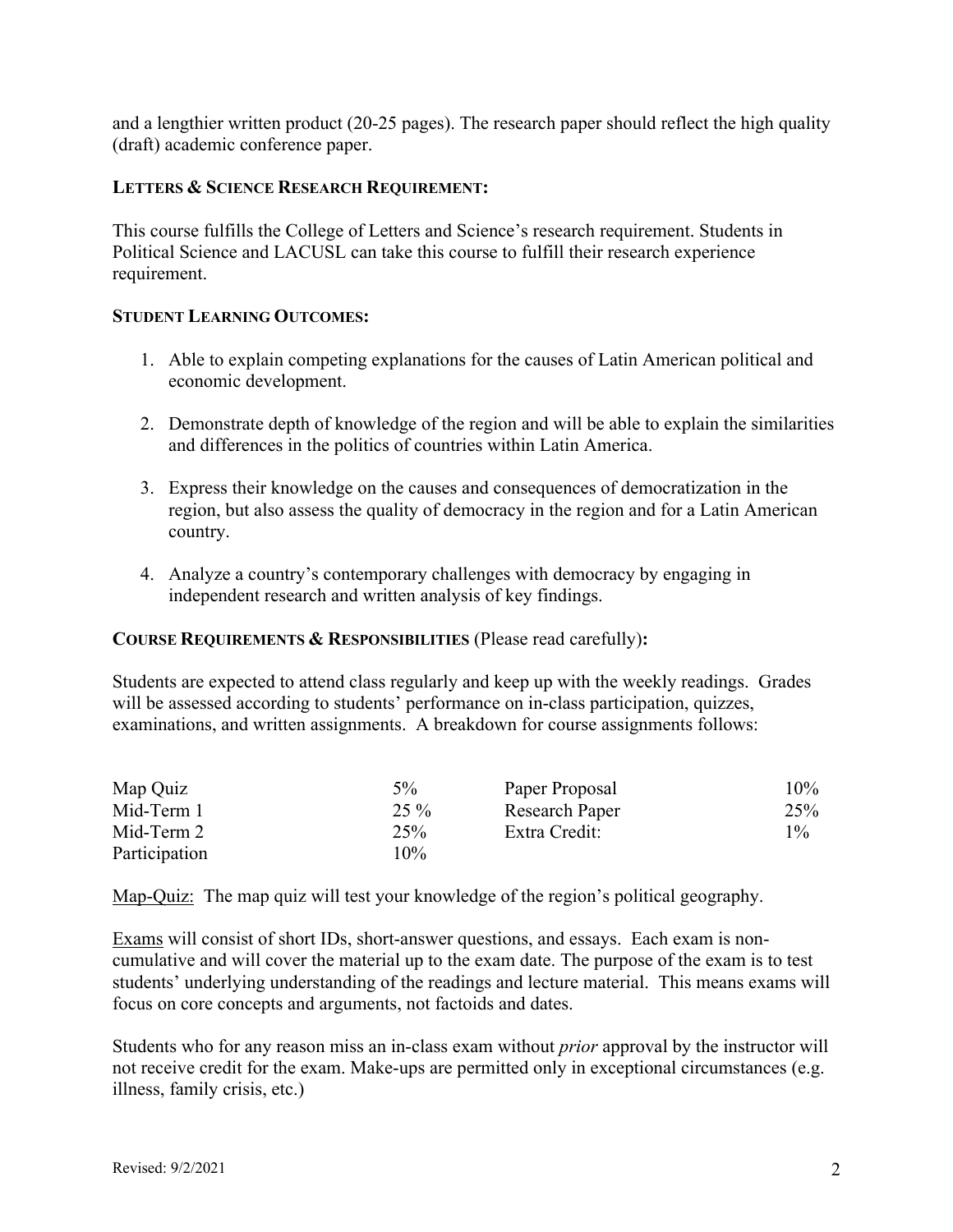and a lengthier written product (20-25 pages). The research paper should reflect the high quality (draft) academic conference paper.

**LETTERS & SCIENCE RESEARCH REQUIREMENT:**

This course fulfills the College of Letters and Science's research requirement. Students in Political Science and LACUSL can take this course to fulfill their research experience requirement.

**STUDENT LEARNING OUTCOMES:**

1. Able to explain competing explanations for the causes of Latin American political and economic development.

2. Demonstrate depth of knowledge of the region and will be able to explain the similarities and differences in the politics of countries within Latin America.

3. Express their knowledge on the causes and consequences of democratization in the region, but also assess the quality of democracy in the region and for a Latin American country.

4. Analyze a country's contemporary challenges with democracy by engaging in independent research and written analysis of key findings.

**COURSE REQUIREMENTS & RESPONSIBILITIES** (Please read carefully)**:**

Students are expected to attend class regularly and keep up with the weekly readings. Grades will be assessed according to students' performance on in-class participation, quizzes, examinations, and written assignments. A breakdown for course assignments follows:

| | | | |
|---|---|---|---|
| Map Quiz | 5% | Paper Proposal | 10% |
| Mid-Term 1 | 25 % | Research Paper | 25% |
| Mid-Term 2 | 25% | Extra Credit: | 1% |
| Participation | 10% | | |

Map-Quiz: The map quiz will test your knowledge of the region's political geography.

Exams will consist of short IDs, short-answer questions, and essays. Each exam is non-cumulative and will cover the material up to the exam date. The purpose of the exam is to test students' underlying understanding of the readings and lecture material. This means exams will focus on core concepts and arguments, not factoids and dates.

Students who for any reason miss an in-class exam without *prior* approval by the instructor will not receive credit for the exam. Make-ups are permitted only in exceptional circumstances (e.g. illness, family crisis, etc.)

Revised: 9/2/2021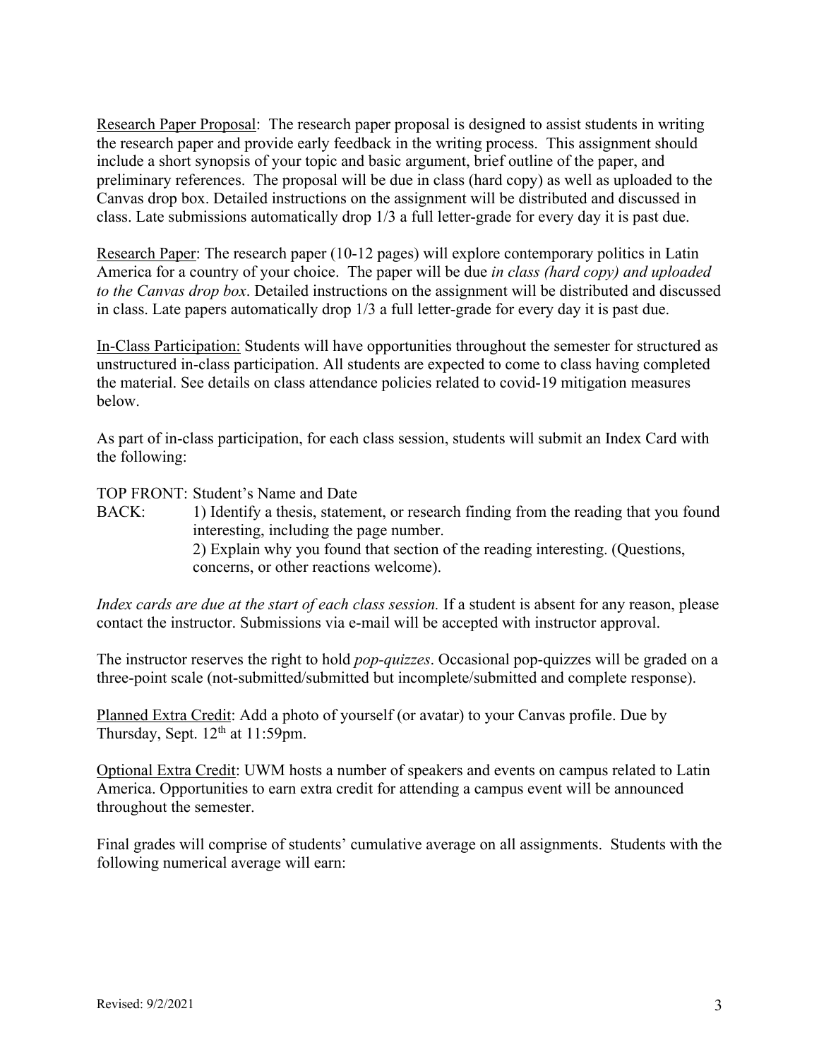Research Paper Proposal: The research paper proposal is designed to assist students in writing the research paper and provide early feedback in the writing process. This assignment should include a short synopsis of your topic and basic argument, brief outline of the paper, and preliminary references. The proposal will be due in class (hard copy) as well as uploaded to the Canvas drop box. Detailed instructions on the assignment will be distributed and discussed in class. Late submissions automatically drop 1/3 a full letter-grade for every day it is past due.

Research Paper: The research paper (10-12 pages) will explore contemporary politics in Latin America for a country of your choice. The paper will be due *in class (hard copy) and uploaded to the Canvas drop box*. Detailed instructions on the assignment will be distributed and discussed in class. Late papers automatically drop 1/3 a full letter-grade for every day it is past due.

In-Class Participation: Students will have opportunities throughout the semester for structured as unstructured in-class participation. All students are expected to come to class having completed the material. See details on class attendance policies related to covid-19 mitigation measures below.

As part of in-class participation, for each class session, students will submit an Index Card with the following:

TOP FRONT: Student's Name and Date

BACK:
1) Identify a thesis, statement, or research finding from the reading that you found interesting, including the page number.
2) Explain why you found that section of the reading interesting. (Questions, concerns, or other reactions welcome).

*Index cards are due at the start of each class session.* If a student is absent for any reason, please contact the instructor. Submissions via e-mail will be accepted with instructor approval.

The instructor reserves the right to hold *pop-quizzes*. Occasional pop-quizzes will be graded on a three-point scale (not-submitted/submitted but incomplete/submitted and complete response).

Planned Extra Credit: Add a photo of yourself (or avatar) to your Canvas profile. Due by Thursday, Sept. 12th at 11:59pm.

Optional Extra Credit: UWM hosts a number of speakers and events on campus related to Latin America. Opportunities to earn extra credit for attending a campus event will be announced throughout the semester.

Final grades will comprise of students' cumulative average on all assignments. Students with the following numerical average will earn: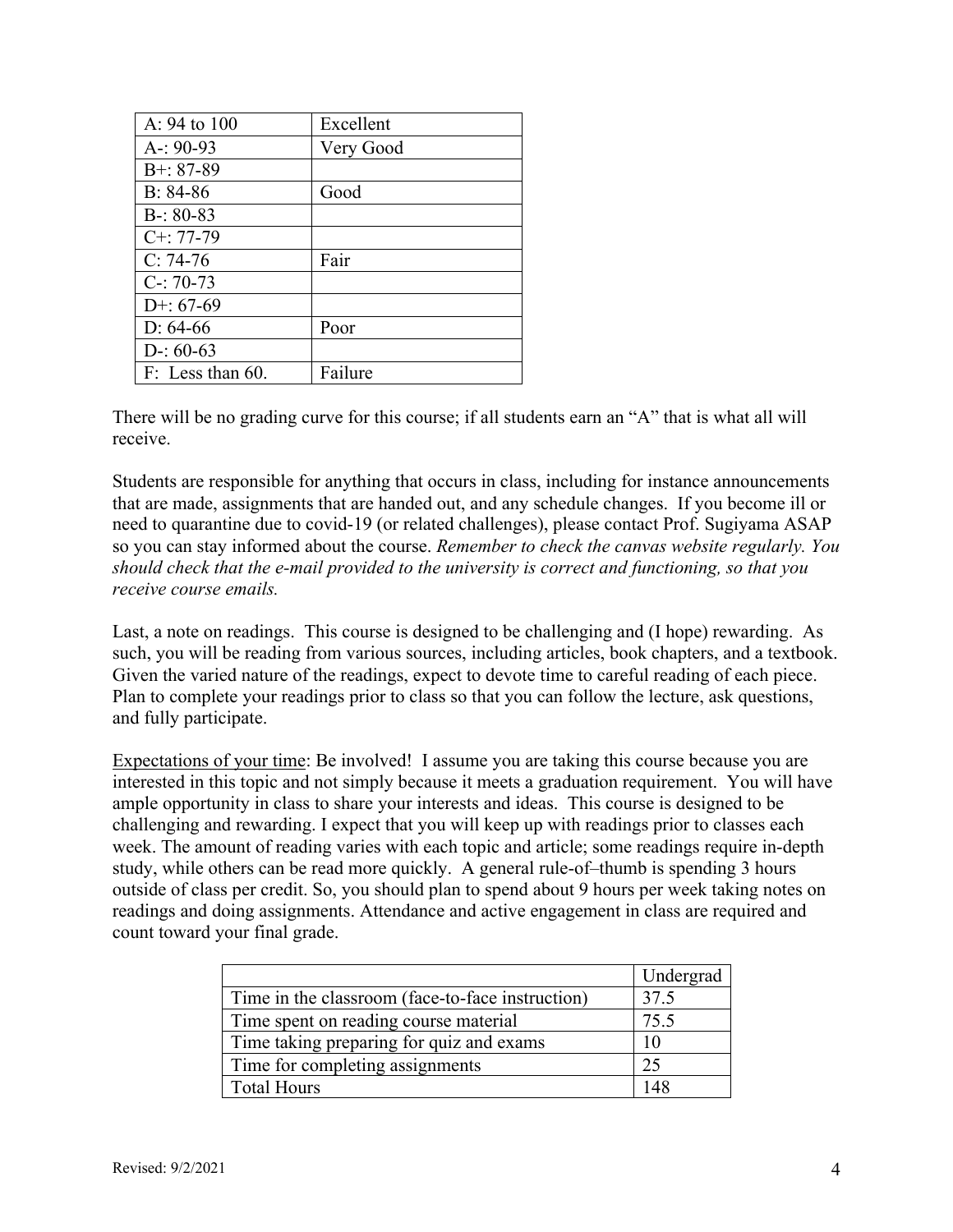| A: 94 to 100 | Excellent |
| --- | --- |
| A-: 90-93 | Very Good |
| B+: 87-89 | |
| B: 84-86 | Good |
| B-: 80-83 | |
| C+: 77-79 | |
| C: 74-76 | Fair |
| C-: 70-73 | |
| D+: 67-69 | |
| D: 64-66 | Poor |
| D-: 60-63 | |
| F: Less than 60. | Failure |

There will be no grading curve for this course; if all students earn an "A" that is what all will receive.

Students are responsible for anything that occurs in class, including for instance announcements that are made, assignments that are handed out, and any schedule changes. If you become ill or need to quarantine due to covid-19 (or related challenges), please contact Prof. Sugiyama ASAP so you can stay informed about the course. *Remember to check the canvas website regularly. You should check that the e-mail provided to the university is correct and functioning, so that you receive course emails.*

Last, a note on readings. This course is designed to be challenging and (I hope) rewarding. As such, you will be reading from various sources, including articles, book chapters, and a textbook. Given the varied nature of the readings, expect to devote time to careful reading of each piece. Plan to complete your readings prior to class so that you can follow the lecture, ask questions, and fully participate.

<u>Expectations of your time</u>: Be involved! I assume you are taking this course because you are interested in this topic and not simply because it meets a graduation requirement. You will have ample opportunity in class to share your interests and ideas. This course is designed to be challenging and rewarding. I expect that you will keep up with readings prior to classes each week. The amount of reading varies with each topic and article; some readings require in-depth study, while others can be read more quickly. A general rule-of–thumb is spending 3 hours outside of class per credit. So, you should plan to spend about 9 hours per week taking notes on readings and doing assignments. Attendance and active engagement in class are required and count toward your final grade.

| | Undergrad |
| --- | --- |
| Time in the classroom (face-to-face instruction) | 37.5 |
| Time spent on reading course material | 75.5 |
| Time taking preparing for quiz and exams | 10 |
| Time for completing assignments | 25 |
| Total Hours | 148 |

Revised: 9/2/2021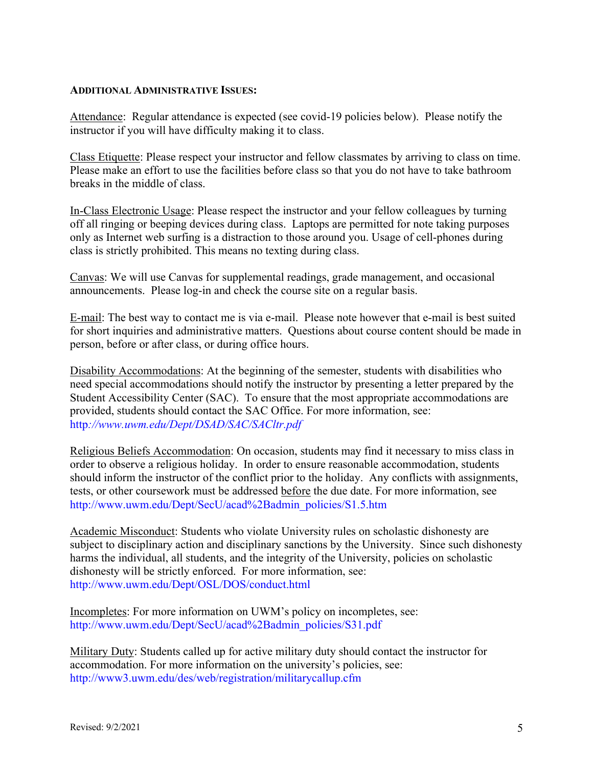**ADDITIONAL ADMINISTRATIVE ISSUES:**

Attendance: Regular attendance is expected (see covid-19 policies below). Please notify the instructor if you will have difficulty making it to class.

Class Etiquette: Please respect your instructor and fellow classmates by arriving to class on time. Please make an effort to use the facilities before class so that you do not have to take bathroom breaks in the middle of class.

In-Class Electronic Usage: Please respect the instructor and your fellow colleagues by turning off all ringing or beeping devices during class. Laptops are permitted for note taking purposes only as Internet web surfing is a distraction to those around you. Usage of cell-phones during class is strictly prohibited. This means no texting during class.

Canvas: We will use Canvas for supplemental readings, grade management, and occasional announcements. Please log-in and check the course site on a regular basis.

E-mail: The best way to contact me is via e-mail. Please note however that e-mail is best suited for short inquiries and administrative matters. Questions about course content should be made in person, before or after class, or during office hours.

Disability Accommodations: At the beginning of the semester, students with disabilities who need special accommodations should notify the instructor by presenting a letter prepared by the Student Accessibility Center (SAC). To ensure that the most appropriate accommodations are provided, students should contact the SAC Office. For more information, see: http://www.uwm.edu/Dept/DSAD/SAC/SACltr.pdf

Religious Beliefs Accommodation: On occasion, students may find it necessary to miss class in order to observe a religious holiday. In order to ensure reasonable accommodation, students should inform the instructor of the conflict prior to the holiday. Any conflicts with assignments, tests, or other coursework must be addressed before the due date. For more information, see http://www.uwm.edu/Dept/SecU/acad%2Badmin_policies/S1.5.htm

Academic Misconduct: Students who violate University rules on scholastic dishonesty are subject to disciplinary action and disciplinary sanctions by the University. Since such dishonesty harms the individual, all students, and the integrity of the University, policies on scholastic dishonesty will be strictly enforced. For more information, see: http://www.uwm.edu/Dept/OSL/DOS/conduct.html

Incompletes: For more information on UWM's policy on incompletes, see: http://www.uwm.edu/Dept/SecU/acad%2Badmin_policies/S31.pdf

Military Duty: Students called up for active military duty should contact the instructor for accommodation. For more information on the university's policies, see: http://www3.uwm.edu/des/web/registration/militarycallup.cfm

Revised: 9/2/2021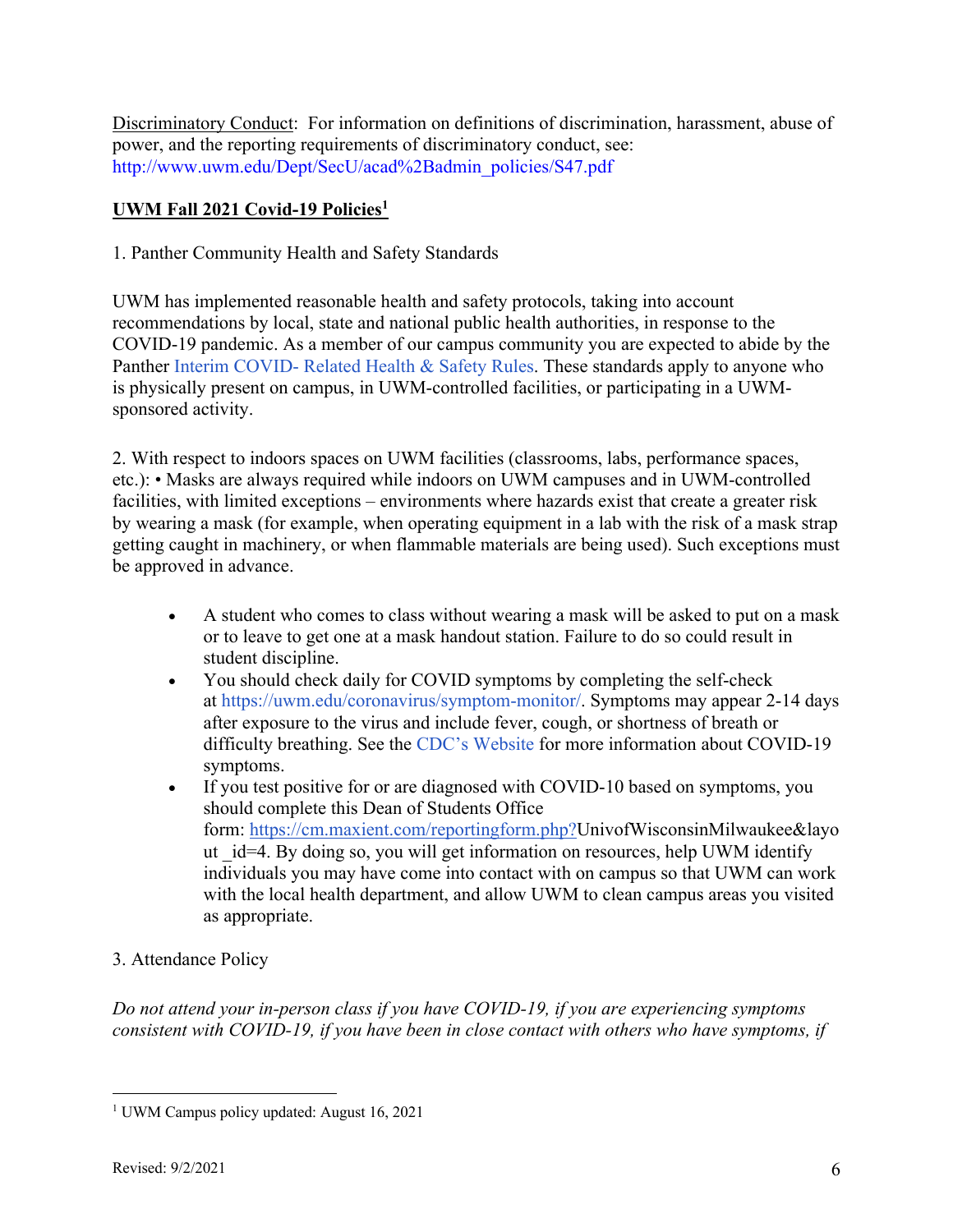Discriminatory Conduct: For information on definitions of discrimination, harassment, abuse of power, and the reporting requirements of discriminatory conduct, see: http://www.uwm.edu/Dept/SecU/acad%2Badmin_policies/S47.pdf

## **UWM Fall 2021 Covid-19 Policies**[1]

1. Panther Community Health and Safety Standards

UWM has implemented reasonable health and safety protocols, taking into account recommendations by local, state and national public health authorities, in response to the COVID-19 pandemic. As a member of our campus community you are expected to abide by the Panther Interim COVID- Related Health & Safety Rules. These standards apply to anyone who is physically present on campus, in UWM-controlled facilities, or participating in a UWM-sponsored activity.

2. With respect to indoors spaces on UWM facilities (classrooms, labs, performance spaces, etc.): • Masks are always required while indoors on UWM campuses and in UWM-controlled facilities, with limited exceptions – environments where hazards exist that create a greater risk by wearing a mask (for example, when operating equipment in a lab with the risk of a mask strap getting caught in machinery, or when flammable materials are being used). Such exceptions must be approved in advance.

- A student who comes to class without wearing a mask will be asked to put on a mask or to leave to get one at a mask handout station. Failure to do so could result in student discipline.
- You should check daily for COVID symptoms by completing the self-check at https://uwm.edu/coronavirus/symptom-monitor/. Symptoms may appear 2-14 days after exposure to the virus and include fever, cough, or shortness of breath or difficulty breathing. See the CDC's Website for more information about COVID-19 symptoms.
- If you test positive for or are diagnosed with COVID-10 based on symptoms, you should complete this Dean of Students Office form: https://cm.maxient.com/reportingform.php?UnivofWisconsinMilwaukee&layout_id=4. By doing so, you will get information on resources, help UWM identify individuals you may have come into contact with on campus so that UWM can work with the local health department, and allow UWM to clean campus areas you visited as appropriate.

3. Attendance Policy

*Do not attend your in-person class if you have COVID-19, if you are experiencing symptoms consistent with COVID-19, if you have been in close contact with others who have symptoms, if*

[1] UWM Campus policy updated: August 16, 2021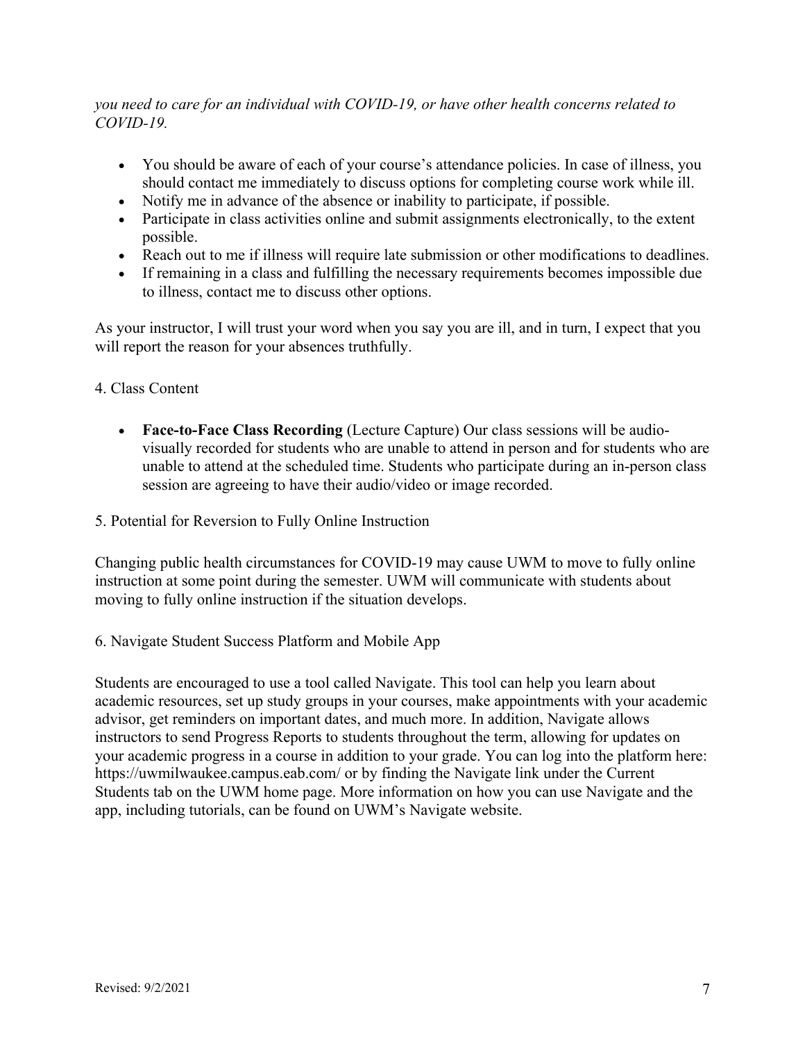*you need to care for an individual with COVID-19, or have other health concerns related to COVID-19.*

- You should be aware of each of your course's attendance policies. In case of illness, you should contact me immediately to discuss options for completing course work while ill.
- Notify me in advance of the absence or inability to participate, if possible.
- Participate in class activities online and submit assignments electronically, to the extent possible.
- Reach out to me if illness will require late submission or other modifications to deadlines.
- If remaining in a class and fulfilling the necessary requirements becomes impossible due to illness, contact me to discuss other options.

As your instructor, I will trust your word when you say you are ill, and in turn, I expect that you will report the reason for your absences truthfully.

4. Class Content

- **Face-to-Face Class Recording** (Lecture Capture) Our class sessions will be audio-visually recorded for students who are unable to attend in person and for students who are unable to attend at the scheduled time. Students who participate during an in-person class session are agreeing to have their audio/video or image recorded.

5. Potential for Reversion to Fully Online Instruction

Changing public health circumstances for COVID-19 may cause UWM to move to fully online instruction at some point during the semester. UWM will communicate with students about moving to fully online instruction if the situation develops.

6. Navigate Student Success Platform and Mobile App

Students are encouraged to use a tool called Navigate. This tool can help you learn about academic resources, set up study groups in your courses, make appointments with your academic advisor, get reminders on important dates, and much more. In addition, Navigate allows instructors to send Progress Reports to students throughout the term, allowing for updates on your academic progress in a course in addition to your grade. You can log into the platform here: https://uwmilwaukee.campus.eab.com/ or by finding the Navigate link under the Current Students tab on the UWM home page. More information on how you can use Navigate and the app, including tutorials, can be found on UWM's Navigate website.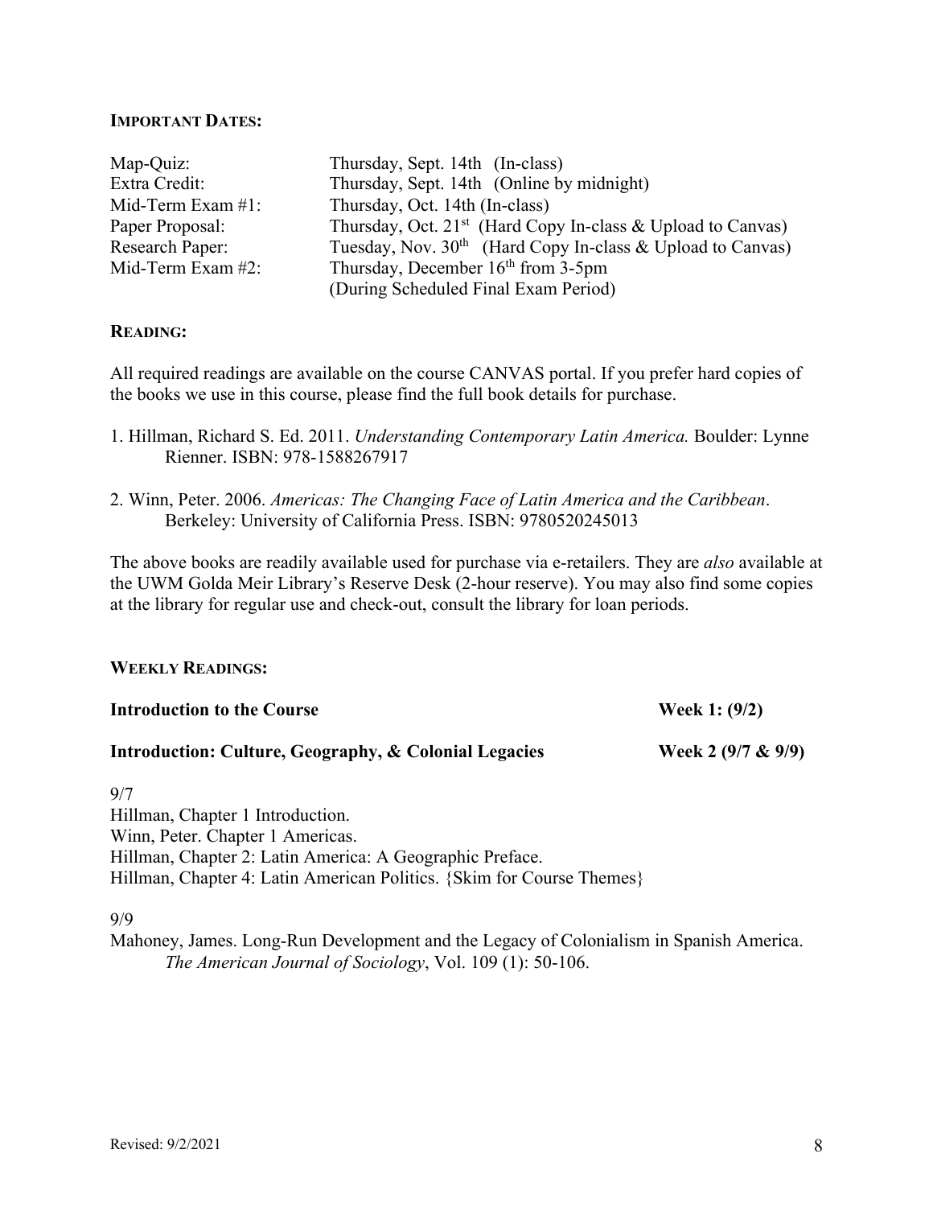**IMPORTANT DATES:**

| | |
|---|---|
| Map-Quiz: | Thursday, Sept. 14th (In-class) |
| Extra Credit: | Thursday, Sept. 14th (Online by midnight) |
| Mid-Term Exam #1: | Thursday, Oct. 14th (In-class) |
| Paper Proposal: | Thursday, Oct. 21st (Hard Copy In-class & Upload to Canvas) |
| Research Paper: | Tuesday, Nov. 30th (Hard Copy In-class & Upload to Canvas) |
| Mid-Term Exam #2: | Thursday, December 16th from 3-5pm (During Scheduled Final Exam Period) |

**READING:**

All required readings are available on the course CANVAS portal. If you prefer hard copies of the books we use in this course, please find the full book details for purchase.

1. Hillman, Richard S. Ed. 2011. *Understanding Contemporary Latin America.* Boulder: Lynne Rienner. ISBN: 978-1588267917

2. Winn, Peter. 2006. *Americas: The Changing Face of Latin America and the Caribbean*. Berkeley: University of California Press. ISBN: 9780520245013

The above books are readily available used for purchase via e-retailers. They are *also* available at the UWM Golda Meir Library's Reserve Desk (2-hour reserve). You may also find some copies at the library for regular use and check-out, consult the library for loan periods.

**WEEKLY READINGS:**

**Introduction to the Course** — **Week 1: (9/2)**

**Introduction: Culture, Geography, & Colonial Legacies** — **Week 2 (9/7 & 9/9)**

9/7
Hillman, Chapter 1 Introduction.
Winn, Peter. Chapter 1 Americas.
Hillman, Chapter 2: Latin America: A Geographic Preface.
Hillman, Chapter 4: Latin American Politics. {Skim for Course Themes}

9/9
Mahoney, James. Long-Run Development and the Legacy of Colonialism in Spanish America. *The American Journal of Sociology*, Vol. 109 (1): 50-106.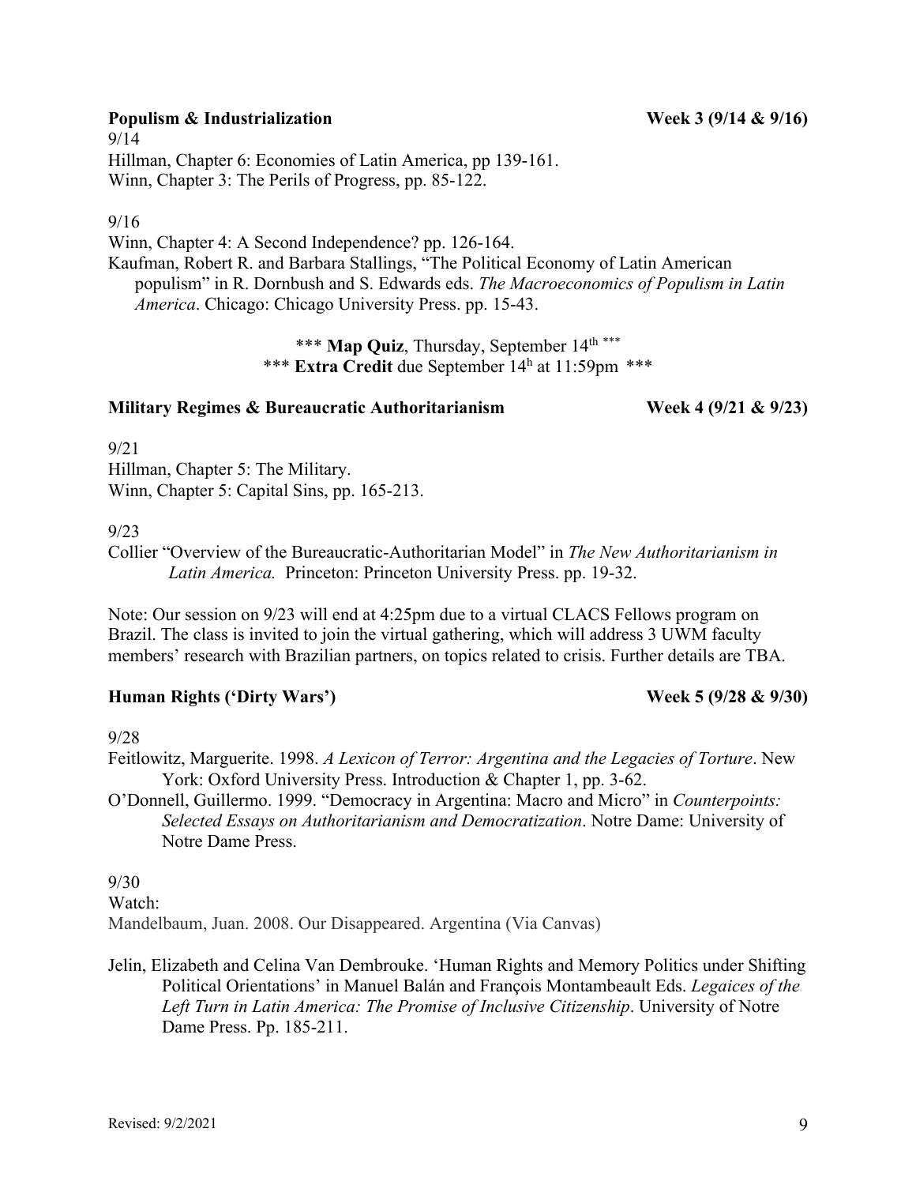**Populism & Industrialization** **Week 3 (9/14 & 9/16)**

9/14

Hillman, Chapter 6: Economies of Latin America, pp 139-161.

Winn, Chapter 3: The Perils of Progress, pp. 85-122.

9/16

Winn, Chapter 4: A Second Independence? pp. 126-164.

Kaufman, Robert R. and Barbara Stallings, "The Political Economy of Latin American populism" in R. Dornbush and S. Edwards eds. *The Macroeconomics of Populism in Latin America*. Chicago: Chicago University Press. pp. 15-43.

\*\*\* **Map Quiz**, Thursday, September 14th \*\*\*
\*\*\* **Extra Credit** due September 14h at 11:59pm \*\*\*

**Military Regimes & Bureaucratic Authoritarianism** **Week 4 (9/21 & 9/23)**

9/21

Hillman, Chapter 5: The Military.

Winn, Chapter 5: Capital Sins, pp. 165-213.

9/23

Collier "Overview of the Bureaucratic-Authoritarian Model" in *The New Authoritarianism in Latin America.* Princeton: Princeton University Press. pp. 19-32.

Note: Our session on 9/23 will end at 4:25pm due to a virtual CLACS Fellows program on Brazil. The class is invited to join the virtual gathering, which will address 3 UWM faculty members' research with Brazilian partners, on topics related to crisis. Further details are TBA.

**Human Rights ('Dirty Wars')** **Week 5 (9/28 & 9/30)**

9/28

Feitlowitz, Marguerite. 1998. *A Lexicon of Terror: Argentina and the Legacies of Torture*. New York: Oxford University Press. Introduction & Chapter 1, pp. 3-62.

O'Donnell, Guillermo. 1999. "Democracy in Argentina: Macro and Micro" in *Counterpoints: Selected Essays on Authoritarianism and Democratization*. Notre Dame: University of Notre Dame Press.

9/30

Watch:

Mandelbaum, Juan. 2008. Our Disappeared. Argentina (Via Canvas)

Jelin, Elizabeth and Celina Van Dembrouke. 'Human Rights and Memory Politics under Shifting Political Orientations' in Manuel Balán and François Montambeault Eds. *Legaices of the Left Turn in Latin America: The Promise of Inclusive Citizenship*. University of Notre Dame Press. Pp. 185-211.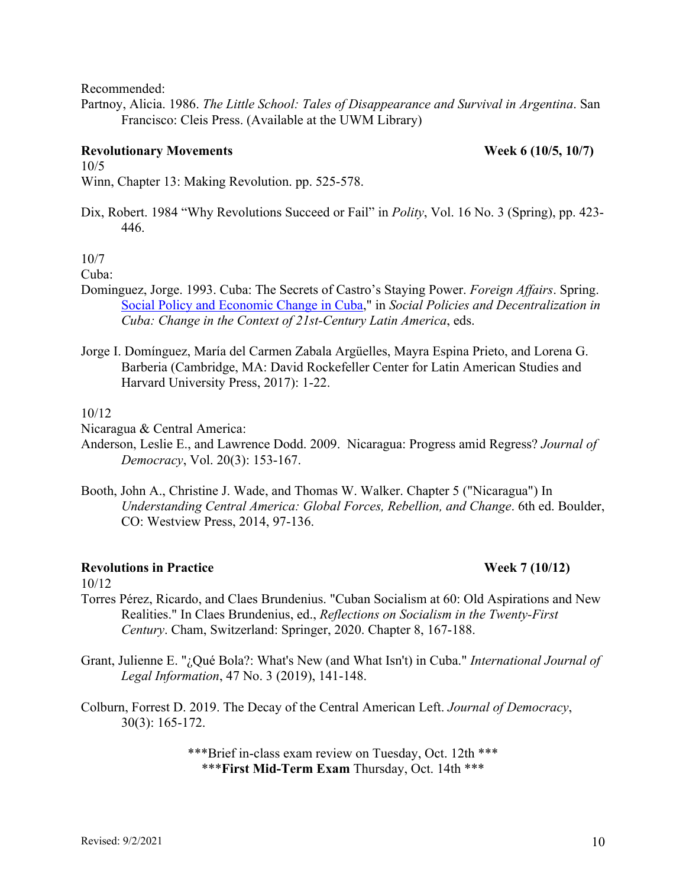Recommended:

Partnoy, Alicia. 1986. *The Little School: Tales of Disappearance and Survival in Argentina*. San Francisco: Cleis Press. (Available at the UWM Library)

**Revolutionary Movements** **Week 6 (10/5, 10/7)**

10/5

Winn, Chapter 13: Making Revolution. pp. 525-578.

Dix, Robert. 1984 "Why Revolutions Succeed or Fail" in *Polity*, Vol. 16 No. 3 (Spring), pp. 423-446.

10/7

Cuba:

Dominguez, Jorge. 1993. Cuba: The Secrets of Castro's Staying Power. *Foreign Affairs*. Spring. Social Policy and Economic Change in Cuba," in *Social Policies and Decentralization in Cuba: Change in the Context of 21st-Century Latin America*, eds.

Jorge I. Domínguez, María del Carmen Zabala Argüelles, Mayra Espina Prieto, and Lorena G. Barberia (Cambridge, MA: David Rockefeller Center for Latin American Studies and Harvard University Press, 2017): 1-22.

10/12

Nicaragua & Central America:

Anderson, Leslie E., and Lawrence Dodd. 2009. Nicaragua: Progress amid Regress? *Journal of Democracy*, Vol. 20(3): 153-167.

Booth, John A., Christine J. Wade, and Thomas W. Walker. Chapter 5 ("Nicaragua") In *Understanding Central America: Global Forces, Rebellion, and Change*. 6th ed. Boulder, CO: Westview Press, 2014, 97-136.

**Revolutions in Practice** **Week 7 (10/12)**

10/12

Torres Pérez, Ricardo, and Claes Brundenius. "Cuban Socialism at 60: Old Aspirations and New Realities." In Claes Brundenius, ed., *Reflections on Socialism in the Twenty-First Century*. Cham, Switzerland: Springer, 2020. Chapter 8, 167-188.

Grant, Julienne E. "¿Qué Bola?: What's New (and What Isn't) in Cuba." *International Journal of Legal Information*, 47 No. 3 (2019), 141-148.

Colburn, Forrest D. 2019. The Decay of the Central American Left. *Journal of Democracy*, 30(3): 165-172.

***Brief in-class exam review on Tuesday, Oct. 12th ***

***__First Mid-Term Exam__ Thursday, Oct. 14th ***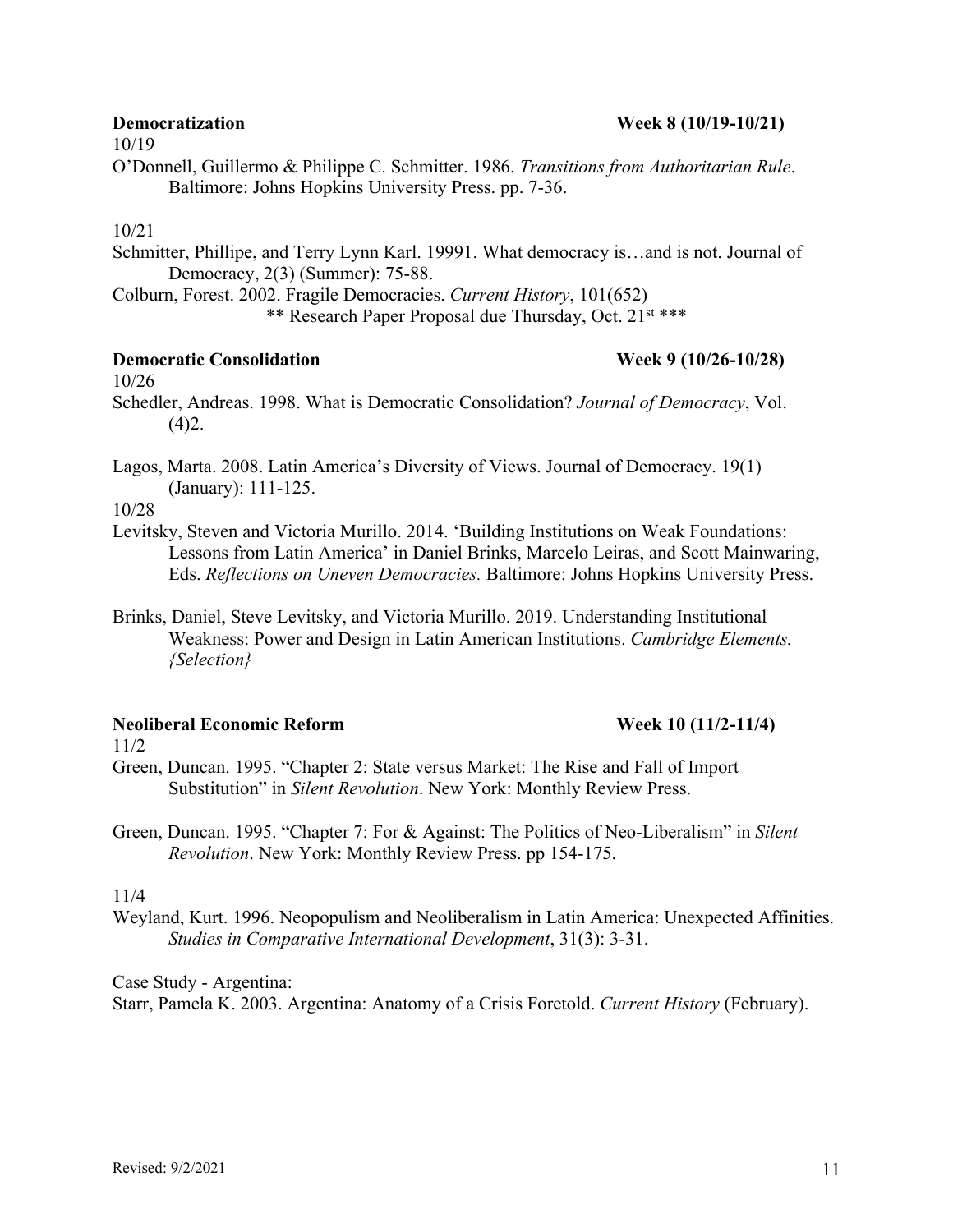**Democratization** **Week 8 (10/19-10/21)**

10/19

O'Donnell, Guillermo & Philippe C. Schmitter. 1986. *Transitions from Authoritarian Rule*. Baltimore: Johns Hopkins University Press. pp. 7-36.

10/21

Schmitter, Phillipe, and Terry Lynn Karl. 19991. What democracy is…and is not. Journal of Democracy, 2(3) (Summer): 75-88.

Colburn, Forest. 2002. Fragile Democracies. *Current History*, 101(652)

\*\* Research Paper Proposal due Thursday, Oct. 21st \*\*\*

**Democratic Consolidation** **Week 9 (10/26-10/28)**

10/26

Schedler, Andreas. 1998. What is Democratic Consolidation? *Journal of Democracy*, Vol. (4)2.

Lagos, Marta. 2008. Latin America's Diversity of Views. Journal of Democracy. 19(1) (January): 111-125.

10/28

Levitsky, Steven and Victoria Murillo. 2014. 'Building Institutions on Weak Foundations: Lessons from Latin America' in Daniel Brinks, Marcelo Leiras, and Scott Mainwaring, Eds. *Reflections on Uneven Democracies.* Baltimore: Johns Hopkins University Press.

Brinks, Daniel, Steve Levitsky, and Victoria Murillo. 2019. Understanding Institutional Weakness: Power and Design in Latin American Institutions. *Cambridge Elements. {Selection}*

**Neoliberal Economic Reform** **Week 10 (11/2-11/4)**

11/2

Green, Duncan. 1995. "Chapter 2: State versus Market: The Rise and Fall of Import Substitution" in *Silent Revolution*. New York: Monthly Review Press.

Green, Duncan. 1995. "Chapter 7: For & Against: The Politics of Neo-Liberalism" in *Silent Revolution*. New York: Monthly Review Press. pp 154-175.

11/4

Weyland, Kurt. 1996. Neopopulism and Neoliberalism in Latin America: Unexpected Affinities. *Studies in Comparative International Development*, 31(3): 3-31.

Case Study - Argentina:

Starr, Pamela K. 2003. Argentina: Anatomy of a Crisis Foretold. *Current History* (February).

Revised: 9/2/2021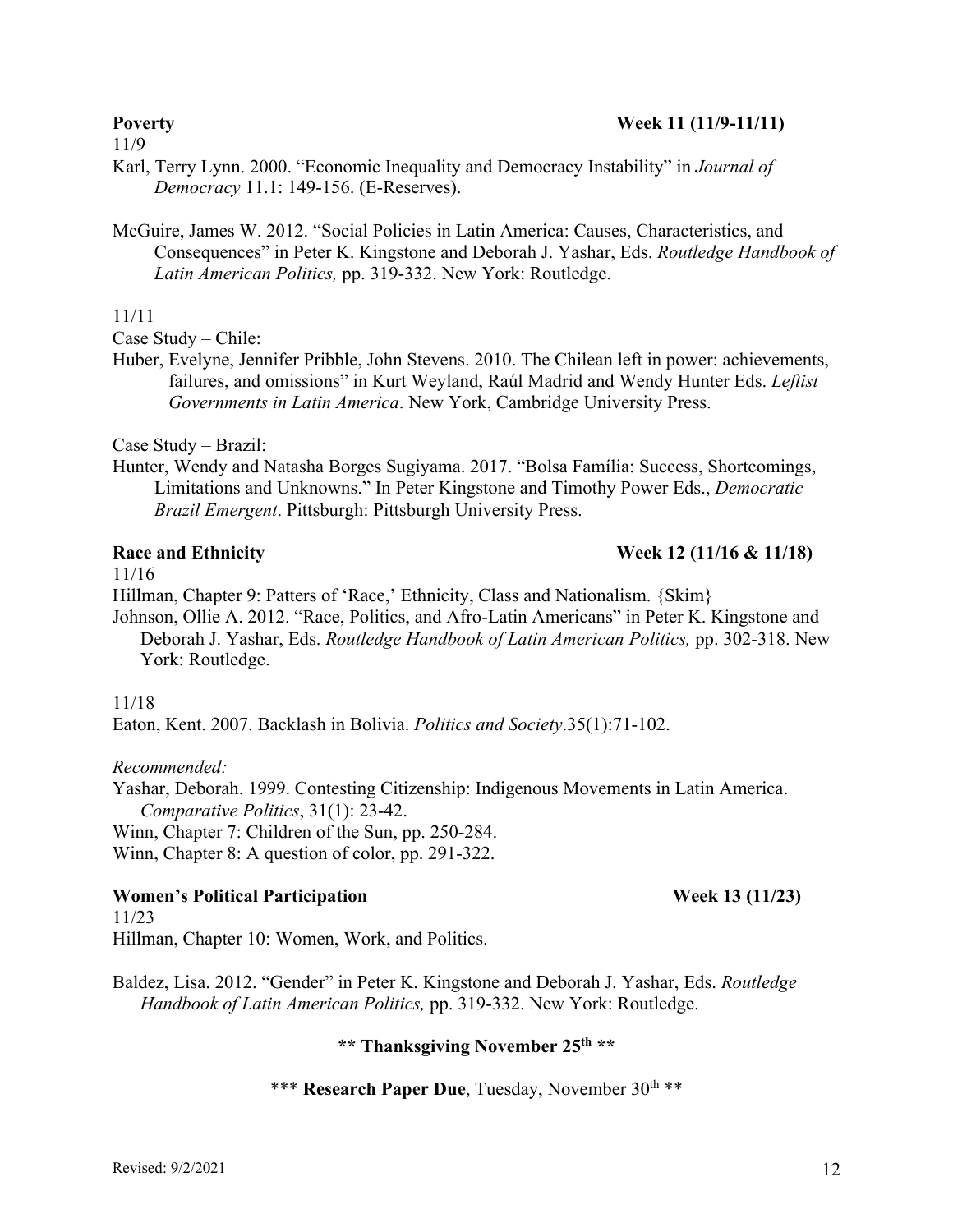**Poverty** **Week 11 (11/9-11/11)**

11/9

Karl, Terry Lynn. 2000. "Economic Inequality and Democracy Instability" in *Journal of Democracy* 11.1: 149-156. (E-Reserves).

McGuire, James W. 2012. "Social Policies in Latin America: Causes, Characteristics, and Consequences" in Peter K. Kingstone and Deborah J. Yashar, Eds. *Routledge Handbook of Latin American Politics,* pp. 319-332. New York: Routledge.

11/11

Case Study – Chile:

Huber, Evelyne, Jennifer Pribble, John Stevens. 2010. The Chilean left in power: achievements, failures, and omissions" in Kurt Weyland, Raúl Madrid and Wendy Hunter Eds. *Leftist Governments in Latin America*. New York, Cambridge University Press.

Case Study – Brazil:

Hunter, Wendy and Natasha Borges Sugiyama. 2017. "Bolsa Família: Success, Shortcomings, Limitations and Unknowns." In Peter Kingstone and Timothy Power Eds., *Democratic Brazil Emergent*. Pittsburgh: Pittsburgh University Press.

**Race and Ethnicity** **Week 12 (11/16 & 11/18)**

11/16

Hillman, Chapter 9: Patters of 'Race,' Ethnicity, Class and Nationalism. {Skim}

Johnson, Ollie A. 2012. "Race, Politics, and Afro-Latin Americans" in Peter K. Kingstone and Deborah J. Yashar, Eds. *Routledge Handbook of Latin American Politics,* pp. 302-318. New York: Routledge.

11/18

Eaton, Kent. 2007. Backlash in Bolivia. *Politics and Society*.35(1):71-102.

*Recommended:*

Yashar, Deborah. 1999. Contesting Citizenship: Indigenous Movements in Latin America. *Comparative Politics*, 31(1): 23-42.

Winn, Chapter 7: Children of the Sun, pp. 250-284.

Winn, Chapter 8: A question of color, pp. 291-322.

**Women's Political Participation** **Week 13 (11/23)**

11/23

Hillman, Chapter 10: Women, Work, and Politics.

Baldez, Lisa. 2012. "Gender" in Peter K. Kingstone and Deborah J. Yashar, Eds. *Routledge Handbook of Latin American Politics,* pp. 319-332. New York: Routledge.

**\*\* Thanksgiving November 25th \*\***

\*\*\* **Research Paper Due**, Tuesday, November 30th \*\*

Revised: 9/2/2021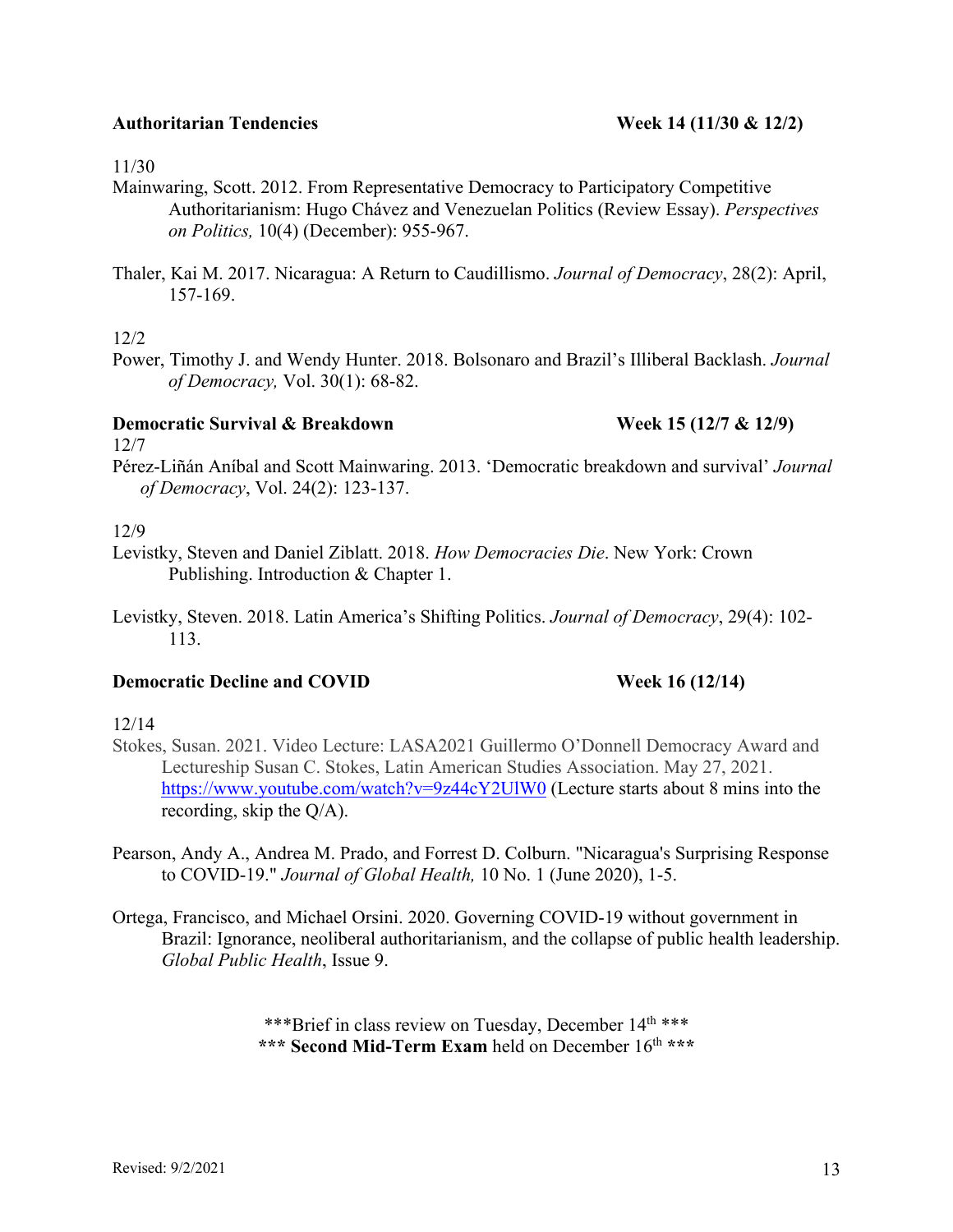**Authoritarian Tendencies** **Week 14 (11/30 & 12/2)**

11/30

Mainwaring, Scott. 2012. From Representative Democracy to Participatory Competitive Authoritarianism: Hugo Chávez and Venezuelan Politics (Review Essay). *Perspectives on Politics,* 10(4) (December): 955-967.

Thaler, Kai M. 2017. Nicaragua: A Return to Caudillismo. *Journal of Democracy*, 28(2): April, 157-169.

12/2

Power, Timothy J. and Wendy Hunter. 2018. Bolsonaro and Brazil's Illiberal Backlash. *Journal of Democracy,* Vol. 30(1): 68-82.

**Democratic Survival & Breakdown** **Week 15 (12/7 & 12/9)**

12/7

Pérez-Liñán Aníbal and Scott Mainwaring. 2013. 'Democratic breakdown and survival' *Journal of Democracy*, Vol. 24(2): 123-137.

12/9

Levistky, Steven and Daniel Ziblatt. 2018. *How Democracies Die*. New York: Crown Publishing. Introduction & Chapter 1.

Levistky, Steven. 2018. Latin America's Shifting Politics. *Journal of Democracy*, 29(4): 102-113.

**Democratic Decline and COVID** **Week 16 (12/14)**

12/14

Stokes, Susan. 2021. Video Lecture: LASA2021 Guillermo O'Donnell Democracy Award and Lectureship Susan C. Stokes, Latin American Studies Association. May 27, 2021. https://www.youtube.com/watch?v=9z44cY2UlW0 (Lecture starts about 8 mins into the recording, skip the Q/A).

Pearson, Andy A., Andrea M. Prado, and Forrest D. Colburn. "Nicaragua's Surprising Response to COVID-19." *Journal of Global Health,* 10 No. 1 (June 2020), 1-5.

Ortega, Francisco, and Michael Orsini. 2020. Governing COVID-19 without government in Brazil: Ignorance, neoliberal authoritarianism, and the collapse of public health leadership. *Global Public Health*, Issue 9.

***Brief in class review on Tuesday, December 14th ***

*** **Second Mid-Term Exam** held on December 16th ***

Revised: 9/2/2021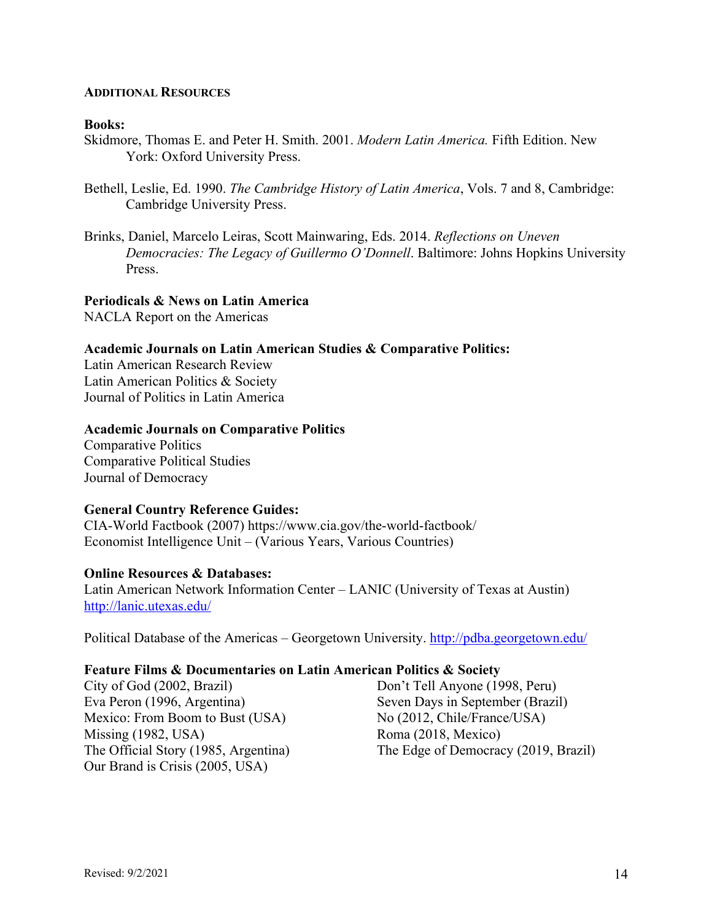## ADDITIONAL RESOURCES

**Books:**

Skidmore, Thomas E. and Peter H. Smith. 2001. *Modern Latin America.* Fifth Edition. New York: Oxford University Press.

Bethell, Leslie, Ed. 1990. *The Cambridge History of Latin America*, Vols. 7 and 8, Cambridge: Cambridge University Press.

Brinks, Daniel, Marcelo Leiras, Scott Mainwaring, Eds. 2014. *Reflections on Uneven Democracies: The Legacy of Guillermo O'Donnell*. Baltimore: Johns Hopkins University Press.

**Periodicals & News on Latin America**

NACLA Report on the Americas

**Academic Journals on Latin American Studies & Comparative Politics:**

Latin American Research Review
Latin American Politics & Society
Journal of Politics in Latin America

**Academic Journals on Comparative Politics**

Comparative Politics
Comparative Political Studies
Journal of Democracy

**General Country Reference Guides:**

CIA-World Factbook (2007) https://www.cia.gov/the-world-factbook/
Economist Intelligence Unit – (Various Years, Various Countries)

**Online Resources & Databases:**

Latin American Network Information Center – LANIC (University of Texas at Austin) http://lanic.utexas.edu/

Political Database of the Americas – Georgetown University. http://pdba.georgetown.edu/

**Feature Films & Documentaries on Latin American Politics & Society**

City of God (2002, Brazil)
Eva Peron (1996, Argentina)
Mexico: From Boom to Bust (USA)
Missing (1982, USA)
The Official Story (1985, Argentina)
Our Brand is Crisis (2005, USA)
Don't Tell Anyone (1998, Peru)
Seven Days in September (Brazil)
No (2012, Chile/France/USA)
Roma (2018, Mexico)
The Edge of Democracy (2019, Brazil)

Revised: 9/2/2021